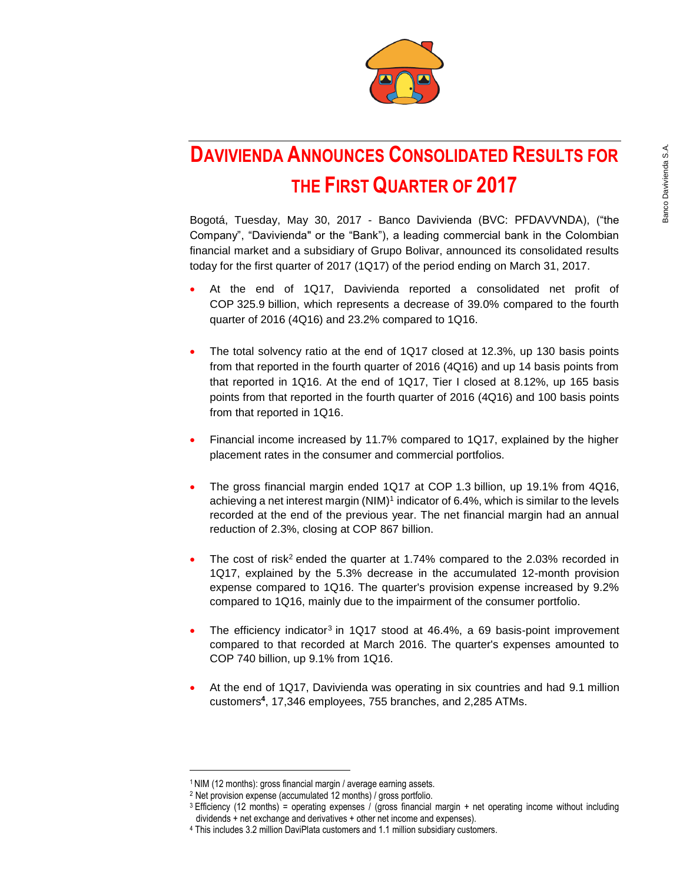# DAVIVIENDA ANNOUNCES CONSOLIDATED RESULTS FOR THE FIRST QUARTER OF 2017

Bogotá, Tuesday, May 30, 2017 - Banco Davivienda (BVC: PFDAVVNDA), ("the Company", "Davivienda" or the "Bank"), a leading commercial bank in the Colombian financial market and a subsidiary of Grupo Bolivar, announced its consolidated results today for the first quarter of 2017 (1Q17) of the period ending on March 31, 2017.

- At the end of 1Q17, Davivienda reported a consolidated net profit of COP 325.9 billion, which represents a decrease of 39.0% compared to the fourth quarter of 2016 (4Q16) and 23.2% compared to 1Q16.
- The total solvency ratio at the end of 1Q17 closed at 12.3%, up 130 basis points from that reported in the fourth quarter of 2016 (4Q16) and up 14 basis points from that reported in 1Q16. At the end of 1Q17, Tier I closed at 8.12%, up 165 basis points from that reported in the fourth quarter of 2016 (4Q16) and 100 basis points from that reported in 1Q16.
- Financial income increased by 11.7% compared to 1Q17, explained by the higher placement rates in the consumer and commercial portfolios.
- The gross financial margin ended 1Q17 at COP 1.3 billion, up 19.1% from 4Q16, achieving a net interest margin (NIM)[1] indicator of 6.4%, which is similar to the levels recorded at the end of the previous year. The net financial margin had an annual reduction of 2.3%, closing at COP 867 billion.
- The cost of risk[2] ended the quarter at 1.74% compared to the 2.03% recorded in 1Q17, explained by the 5.3% decrease in the accumulated 12-month provision expense compared to 1Q16. The quarter's provision expense increased by 9.2% compared to 1Q16, mainly due to the impairment of the consumer portfolio.
- The efficiency indicator[3] in 1Q17 stood at 46.4%, a 69 basis-point improvement compared to that recorded at March 2016. The quarter's expenses amounted to COP 740 billion, up 9.1% from 1Q16.
- At the end of 1Q17, Davivienda was operating in six countries and had 9.1 million customers[4], 17,346 employees, 755 branches, and 2,285 ATMs.

---

[1] NIM (12 months): gross financial margin / average earning assets.
[2] Net provision expense (accumulated 12 months) / gross portfolio.
[3] Efficiency (12 months) = operating expenses / (gross financial margin + net operating income without including dividends + net exchange and derivatives + other net income and expenses).
[4] This includes 3.2 million DaviPlata customers and 1.1 million subsidiary customers.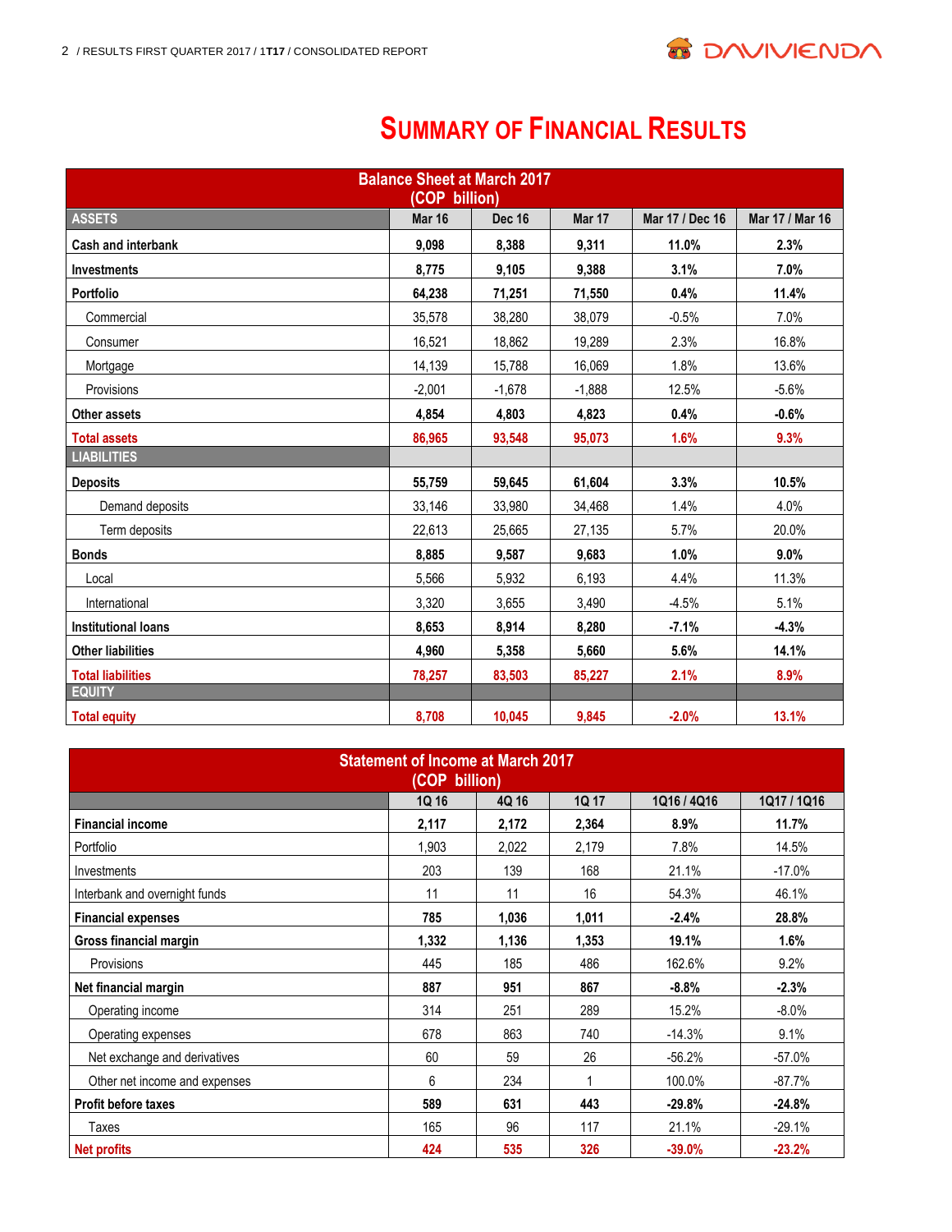# Summary of Financial Results

| Balance Sheet at March 2017 (COP billion) | | | | | |
|---|---|---|---|---|---|
| **ASSETS** | **Mar 16** | **Dec 16** | **Mar 17** | **Mar 17 / Dec 16** | **Mar 17 / Mar 16** |
| **Cash and interbank** | **9,098** | **8,388** | **9,311** | **11.0%** | **2.3%** |
| **Investments** | **8,775** | **9,105** | **9,388** | **3.1%** | **7.0%** |
| **Portfolio** | **64,238** | **71,251** | **71,550** | **0.4%** | **11.4%** |
| Commercial | 35,578 | 38,280 | 38,079 | -0.5% | 7.0% |
| Consumer | 16,521 | 18,862 | 19,289 | 2.3% | 16.8% |
| Mortgage | 14,139 | 15,788 | 16,069 | 1.8% | 13.6% |
| Provisions | -2,001 | -1,678 | -1,888 | 12.5% | -5.6% |
| **Other assets** | **4,854** | **4,803** | **4,823** | **0.4%** | **-0.6%** |
| **Total assets** | **86,965** | **93,548** | **95,073** | **1.6%** | **9.3%** |
| **LIABILITIES** | | | | | |
| **Deposits** | **55,759** | **59,645** | **61,604** | **3.3%** | **10.5%** |
| Demand deposits | 33,146 | 33,980 | 34,468 | 1.4% | 4.0% |
| Term deposits | 22,613 | 25,665 | 27,135 | 5.7% | 20.0% |
| **Bonds** | **8,885** | **9,587** | **9,683** | **1.0%** | **9.0%** |
| Local | 5,566 | 5,932 | 6,193 | 4.4% | 11.3% |
| International | 3,320 | 3,655 | 3,490 | -4.5% | 5.1% |
| **Institutional loans** | **8,653** | **8,914** | **8,280** | **-7.1%** | **-4.3%** |
| **Other liabilities** | **4,960** | **5,358** | **5,660** | **5.6%** | **14.1%** |
| **Total liabilities** | **78,257** | **83,503** | **85,227** | **2.1%** | **8.9%** |
| **EQUITY** | | | | | |
| **Total equity** | **8,708** | **10,045** | **9,845** | **-2.0%** | **13.1%** |

| Statement of Income at March 2017 (COP billion) | | | | | |
|---|---|---|---|---|---|
| | **1Q 16** | **4Q 16** | **1Q 17** | **1Q16 / 4Q16** | **1Q17 / 1Q16** |
| **Financial income** | **2,117** | **2,172** | **2,364** | **8.9%** | **11.7%** |
| Portfolio | 1,903 | 2,022 | 2,179 | 7.8% | 14.5% |
| Investments | 203 | 139 | 168 | 21.1% | -17.0% |
| Interbank and overnight funds | 11 | 11 | 16 | 54.3% | 46.1% |
| **Financial expenses** | **785** | **1,036** | **1,011** | **-2.4%** | **28.8%** |
| **Gross financial margin** | **1,332** | **1,136** | **1,353** | **19.1%** | **1.6%** |
| Provisions | 445 | 185 | 486 | 162.6% | 9.2% |
| **Net financial margin** | **887** | **951** | **867** | **-8.8%** | **-2.3%** |
| Operating income | 314 | 251 | 289 | 15.2% | -8.0% |
| Operating expenses | 678 | 863 | 740 | -14.3% | 9.1% |
| Net exchange and derivatives | 60 | 59 | 26 | -56.2% | -57.0% |
| Other net income and expenses | 6 | 234 | 1 | 100.0% | -87.7% |
| **Profit before taxes** | **589** | **631** | **443** | **-29.8%** | **-24.8%** |
| Taxes | 165 | 96 | 117 | 21.1% | -29.1% |
| **Net profits** | **424** | **535** | **326** | **-39.0%** | **-23.2%** |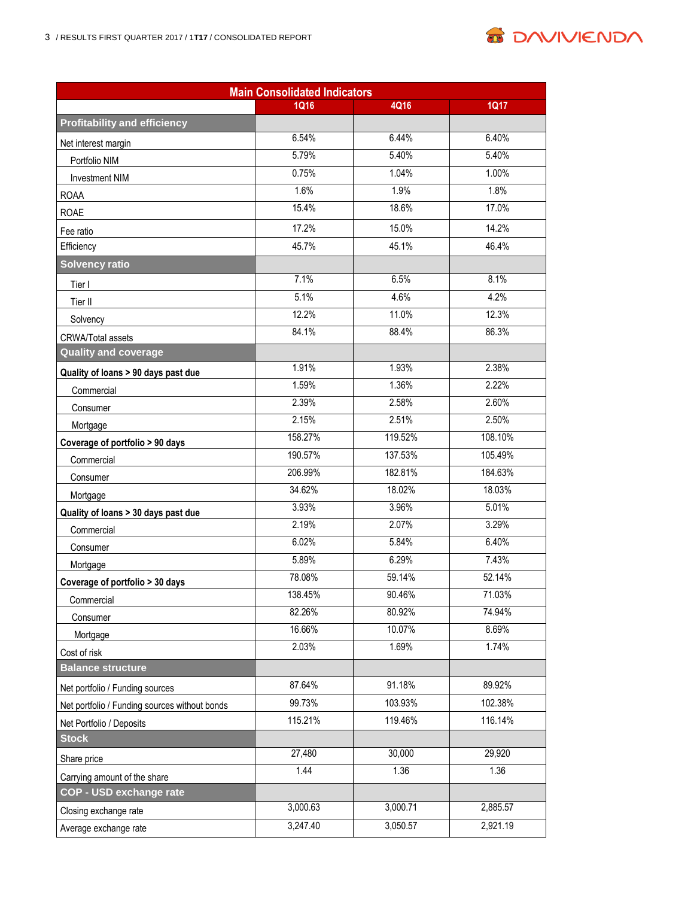| Main Consolidated Indicators | | | |
|---|---|---|---|
| | 1Q16 | 4Q16 | 1Q17 |
| **Profitability and efficiency** | | | |
| Net interest margin | 6.54% | 6.44% | 6.40% |
| Portfolio NIM | 5.79% | 5.40% | 5.40% |
| Investment NIM | 0.75% | 1.04% | 1.00% |
| ROAA | 1.6% | 1.9% | 1.8% |
| ROAE | 15.4% | 18.6% | 17.0% |
| Fee ratio | 17.2% | 15.0% | 14.2% |
| Efficiency | 45.7% | 45.1% | 46.4% |
| **Solvency ratio** | | | |
| Tier I | 7.1% | 6.5% | 8.1% |
| Tier II | 5.1% | 4.6% | 4.2% |
| Solvency | 12.2% | 11.0% | 12.3% |
| CRWA/Total assets | 84.1% | 88.4% | 86.3% |
| **Quality and coverage** | | | |
| **Quality of loans > 90 days past due** | 1.91% | 1.93% | 2.38% |
| Commercial | 1.59% | 1.36% | 2.22% |
| Consumer | 2.39% | 2.58% | 2.60% |
| Mortgage | 2.15% | 2.51% | 2.50% |
| **Coverage of portfolio > 90 days** | 158.27% | 119.52% | 108.10% |
| Commercial | 190.57% | 137.53% | 105.49% |
| Consumer | 206.99% | 182.81% | 184.63% |
| Mortgage | 34.62% | 18.02% | 18.03% |
| **Quality of loans > 30 days past due** | 3.93% | 3.96% | 5.01% |
| Commercial | 2.19% | 2.07% | 3.29% |
| Consumer | 6.02% | 5.84% | 6.40% |
| Mortgage | 5.89% | 6.29% | 7.43% |
| **Coverage of portfolio > 30 days** | 78.08% | 59.14% | 52.14% |
| Commercial | 138.45% | 90.46% | 71.03% |
| Consumer | 82.26% | 80.92% | 74.94% |
| Mortgage | 16.66% | 10.07% | 8.69% |
| Cost of risk | 2.03% | 1.69% | 1.74% |
| **Balance structure** | | | |
| Net portfolio / Funding sources | 87.64% | 91.18% | 89.92% |
| Net portfolio / Funding sources without bonds | 99.73% | 103.93% | 102.38% |
| Net Portfolio / Deposits | 115.21% | 119.46% | 116.14% |
| **Stock** | | | |
| Share price | 27,480 | 30,000 | 29,920 |
| Carrying amount of the share | 1.44 | 1.36 | 1.36 |
| **COP - USD exchange rate** | | | |
| Closing exchange rate | 3,000.63 | 3,000.71 | 2,885.57 |
| Average exchange rate | 3,247.40 | 3,050.57 | 2,921.19 |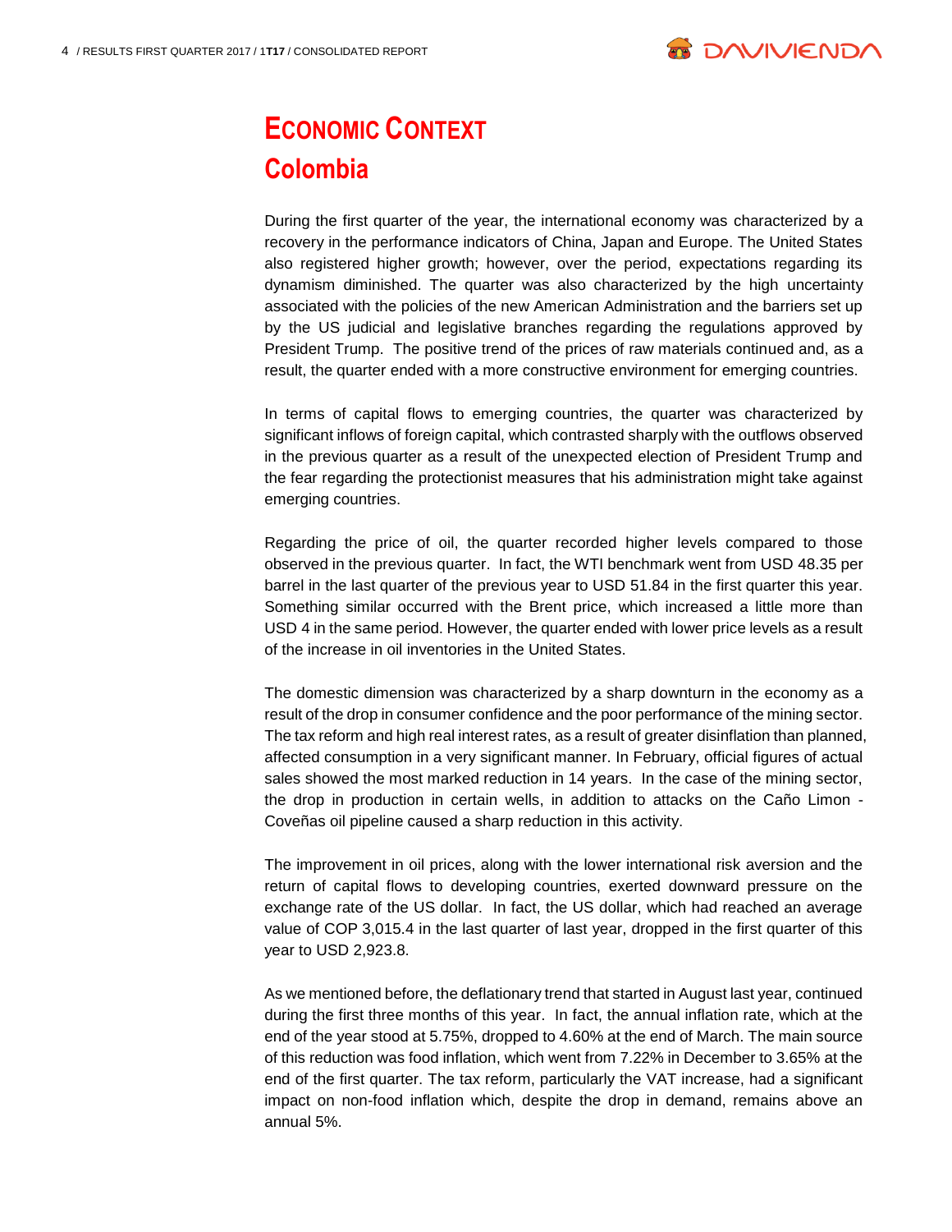# Economic Context

## Colombia

During the first quarter of the year, the international economy was characterized by a recovery in the performance indicators of China, Japan and Europe. The United States also registered higher growth; however, over the period, expectations regarding its dynamism diminished. The quarter was also characterized by the high uncertainty associated with the policies of the new American Administration and the barriers set up by the US judicial and legislative branches regarding the regulations approved by President Trump. The positive trend of the prices of raw materials continued and, as a result, the quarter ended with a more constructive environment for emerging countries.

In terms of capital flows to emerging countries, the quarter was characterized by significant inflows of foreign capital, which contrasted sharply with the outflows observed in the previous quarter as a result of the unexpected election of President Trump and the fear regarding the protectionist measures that his administration might take against emerging countries.

Regarding the price of oil, the quarter recorded higher levels compared to those observed in the previous quarter. In fact, the WTI benchmark went from USD 48.35 per barrel in the last quarter of the previous year to USD 51.84 in the first quarter this year. Something similar occurred with the Brent price, which increased a little more than USD 4 in the same period. However, the quarter ended with lower price levels as a result of the increase in oil inventories in the United States.

The domestic dimension was characterized by a sharp downturn in the economy as a result of the drop in consumer confidence and the poor performance of the mining sector. The tax reform and high real interest rates, as a result of greater disinflation than planned, affected consumption in a very significant manner. In February, official figures of actual sales showed the most marked reduction in 14 years. In the case of the mining sector, the drop in production in certain wells, in addition to attacks on the Caño Limon - Coveñas oil pipeline caused a sharp reduction in this activity.

The improvement in oil prices, along with the lower international risk aversion and the return of capital flows to developing countries, exerted downward pressure on the exchange rate of the US dollar. In fact, the US dollar, which had reached an average value of COP 3,015.4 in the last quarter of last year, dropped in the first quarter of this year to USD 2,923.8.

As we mentioned before, the deflationary trend that started in August last year, continued during the first three months of this year. In fact, the annual inflation rate, which at the end of the year stood at 5.75%, dropped to 4.60% at the end of March. The main source of this reduction was food inflation, which went from 7.22% in December to 3.65% at the end of the first quarter. The tax reform, particularly the VAT increase, had a significant impact on non-food inflation which, despite the drop in demand, remains above an annual 5%.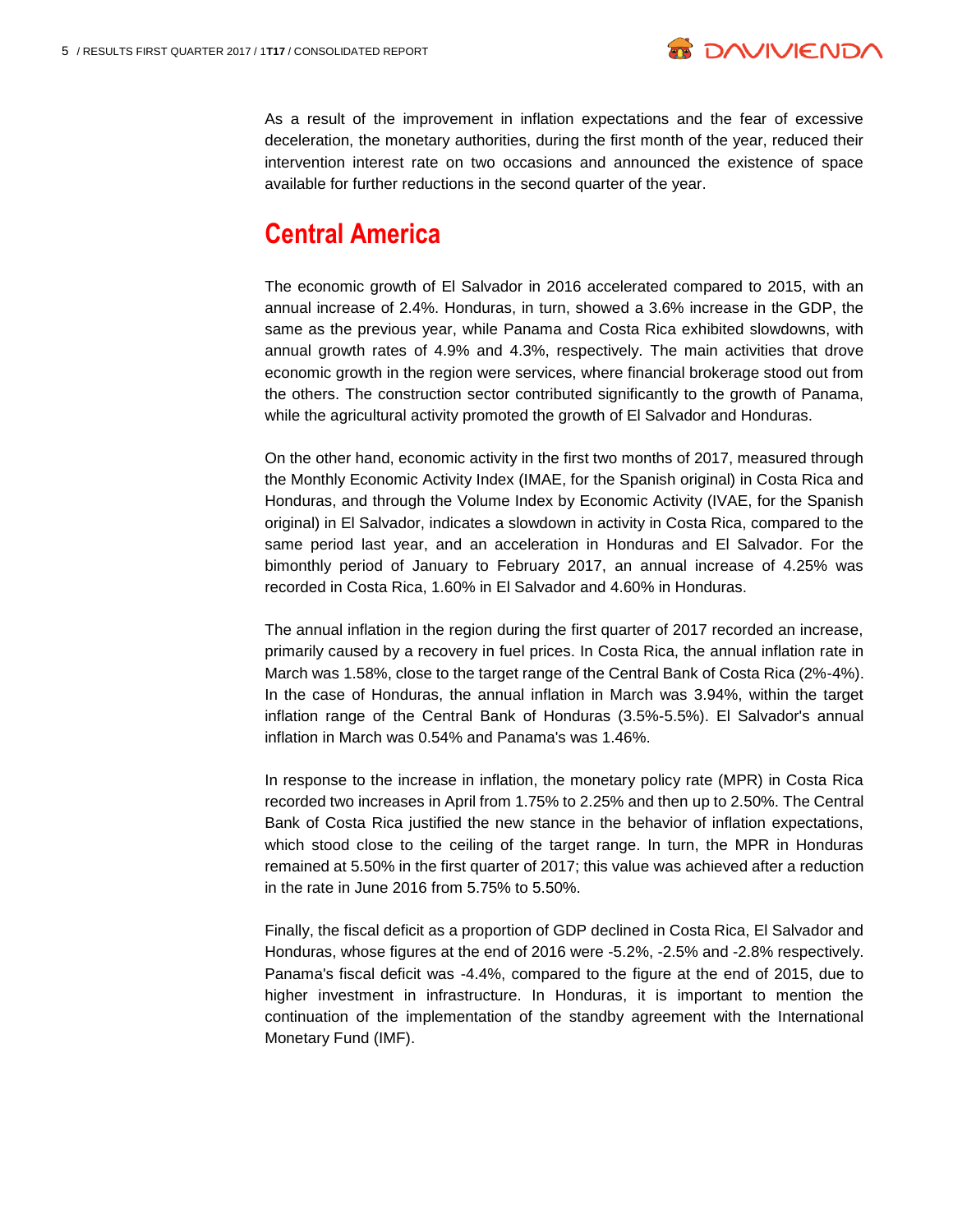As a result of the improvement in inflation expectations and the fear of excessive deceleration, the monetary authorities, during the first month of the year, reduced their intervention interest rate on two occasions and announced the existence of space available for further reductions in the second quarter of the year.

## Central America

The economic growth of El Salvador in 2016 accelerated compared to 2015, with an annual increase of 2.4%. Honduras, in turn, showed a 3.6% increase in the GDP, the same as the previous year, while Panama and Costa Rica exhibited slowdowns, with annual growth rates of 4.9% and 4.3%, respectively. The main activities that drove economic growth in the region were services, where financial brokerage stood out from the others. The construction sector contributed significantly to the growth of Panama, while the agricultural activity promoted the growth of El Salvador and Honduras.

On the other hand, economic activity in the first two months of 2017, measured through the Monthly Economic Activity Index (IMAE, for the Spanish original) in Costa Rica and Honduras, and through the Volume Index by Economic Activity (IVAE, for the Spanish original) in El Salvador, indicates a slowdown in activity in Costa Rica, compared to the same period last year, and an acceleration in Honduras and El Salvador. For the bimonthly period of January to February 2017, an annual increase of 4.25% was recorded in Costa Rica, 1.60% in El Salvador and 4.60% in Honduras.

The annual inflation in the region during the first quarter of 2017 recorded an increase, primarily caused by a recovery in fuel prices. In Costa Rica, the annual inflation rate in March was 1.58%, close to the target range of the Central Bank of Costa Rica (2%-4%). In the case of Honduras, the annual inflation in March was 3.94%, within the target inflation range of the Central Bank of Honduras (3.5%-5.5%). El Salvador's annual inflation in March was 0.54% and Panama's was 1.46%.

In response to the increase in inflation, the monetary policy rate (MPR) in Costa Rica recorded two increases in April from 1.75% to 2.25% and then up to 2.50%. The Central Bank of Costa Rica justified the new stance in the behavior of inflation expectations, which stood close to the ceiling of the target range. In turn, the MPR in Honduras remained at 5.50% in the first quarter of 2017; this value was achieved after a reduction in the rate in June 2016 from 5.75% to 5.50%.

Finally, the fiscal deficit as a proportion of GDP declined in Costa Rica, El Salvador and Honduras, whose figures at the end of 2016 were -5.2%, -2.5% and -2.8% respectively. Panama's fiscal deficit was -4.4%, compared to the figure at the end of 2015, due to higher investment in infrastructure. In Honduras, it is important to mention the continuation of the implementation of the standby agreement with the International Monetary Fund (IMF).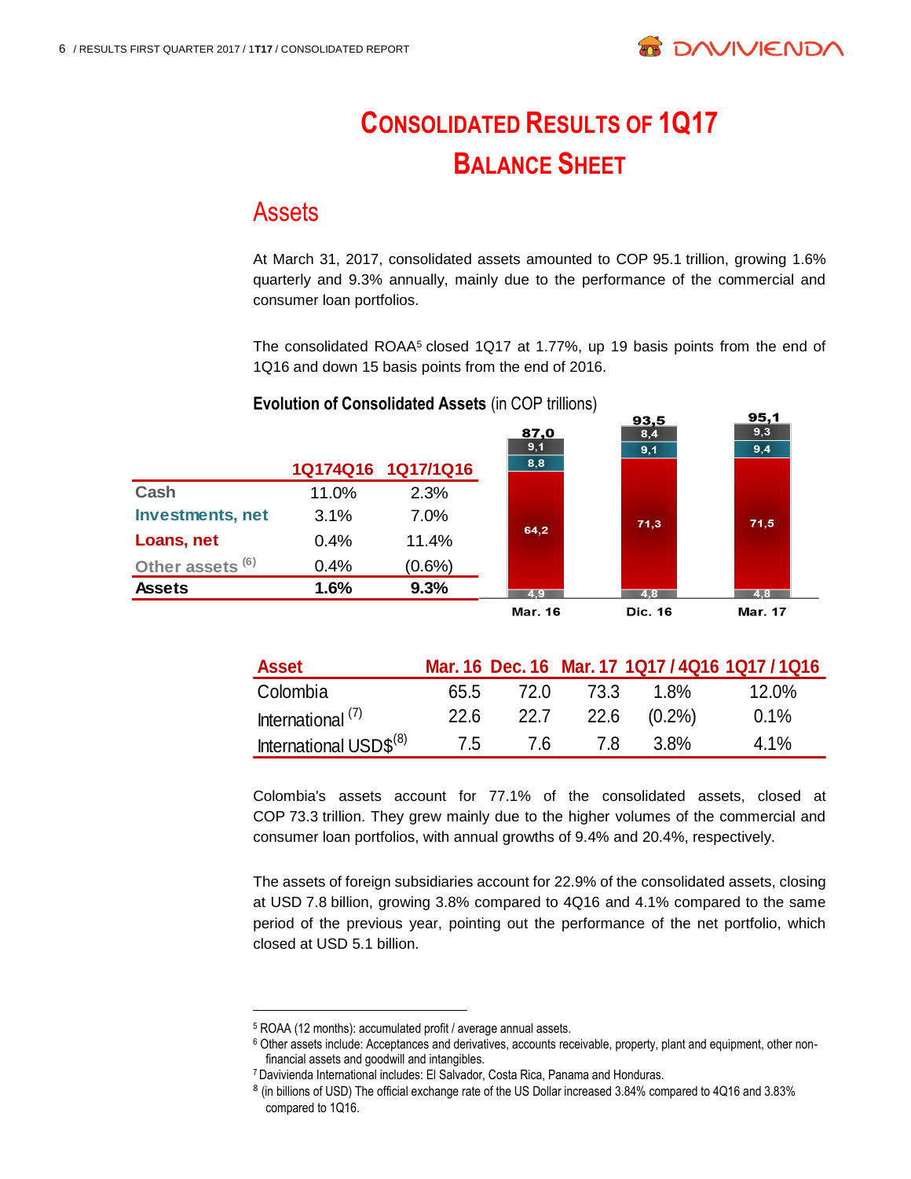# CONSOLIDATED RESULTS OF 1Q17

# BALANCE SHEET

## Assets

At March 31, 2017, consolidated assets amounted to COP 95.1 trillion, growing 1.6% quarterly and 9.3% annually, mainly due to the performance of the commercial and consumer loan portfolios.

The consolidated ROAA[5] closed 1Q17 at 1.77%, up 19 basis points from the end of 1Q16 and down 15 basis points from the end of 2016.

**Evolution of Consolidated Assets** (in COP trillions)

| | 1Q174Q16 | 1Q17/1Q16 |
|---|---|---|
| Cash | 11.0% | 2.3% |
| Investments, net | 3.1% | 7.0% |
| Loans, net | 0.4% | 11.4% |
| Other assets [6] | 0.4% | (0.6%) |
| **Assets** | **1.6%** | **9.3%** |

| | Mar. 16 | Dic. 16 | Mar. 17 |
|---|---|---|---|
| Other assets | 9,1 | 8,4 | 9,3 |
| Investments, net | 8,8 | 9,1 | 9,4 |
| Loans, net | 64,2 | 71,3 | 71,5 |
| Cash | 4,9 | 4,8 | 4,8 |
| **Total** | **87,0** | **93,5** | **95,1** |

| Asset | Mar. 16 | Dec. 16 | Mar. 17 | 1Q17 / 4Q16 | 1Q17 / 1Q16 |
|---|---|---|---|---|---|
| Colombia | 65.5 | 72.0 | 73.3 | 1.8% | 12.0% |
| International [7] | 22.6 | 22.7 | 22.6 | (0.2%) | 0.1% |
| International USD$[8] | 7.5 | 7.6 | 7.8 | 3.8% | 4.1% |

Colombia's assets account for 77.1% of the consolidated assets, closed at COP 73.3 trillion. They grew mainly due to the higher volumes of the commercial and consumer loan portfolios, with annual growths of 9.4% and 20.4%, respectively.

The assets of foreign subsidiaries account for 22.9% of the consolidated assets, closing at USD 7.8 billion, growing 3.8% compared to 4Q16 and 4.1% compared to the same period of the previous year, pointing out the performance of the net portfolio, which closed at USD 5.1 billion.

---

[5] ROAA (12 months): accumulated profit / average annual assets.

[6] Other assets include: Acceptances and derivatives, accounts receivable, property, plant and equipment, other non-financial assets and goodwill and intangibles.

[7] Davivienda International includes: El Salvador, Costa Rica, Panama and Honduras.

[8] (in billions of USD) The official exchange rate of the US Dollar increased 3.84% compared to 4Q16 and 3.83% compared to 1Q16.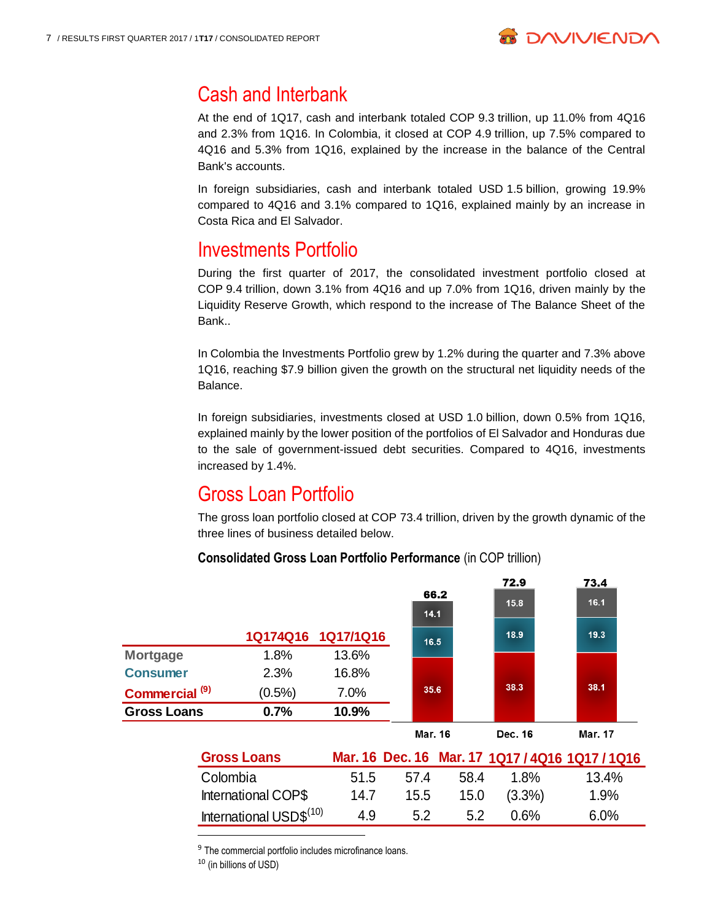## Cash and Interbank

At the end of 1Q17, cash and interbank totaled COP 9.3 trillion, up 11.0% from 4Q16 and 2.3% from 1Q16. In Colombia, it closed at COP 4.9 trillion, up 7.5% compared to 4Q16 and 5.3% from 1Q16, explained by the increase in the balance of the Central Bank's accounts.

In foreign subsidiaries, cash and interbank totaled USD 1.5 billion, growing 19.9% compared to 4Q16 and 3.1% compared to 1Q16, explained mainly by an increase in Costa Rica and El Salvador.

## Investments Portfolio

During the first quarter of 2017, the consolidated investment portfolio closed at COP 9.4 trillion, down 3.1% from 4Q16 and up 7.0% from 1Q16, driven mainly by the Liquidity Reserve Growth, which respond to the increase of The Balance Sheet of the Bank..

In Colombia the Investments Portfolio grew by 1.2% during the quarter and 7.3% above 1Q16, reaching $7.9 billion given the growth on the structural net liquidity needs of the Balance.

In foreign subsidiaries, investments closed at USD 1.0 billion, down 0.5% from 1Q16, explained mainly by the lower position of the portfolios of El Salvador and Honduras due to the sale of government-issued debt securities. Compared to 4Q16, investments increased by 1.4%.

## Gross Loan Portfolio

The gross loan portfolio closed at COP 73.4 trillion, driven by the growth dynamic of the three lines of business detailed below.

**Consolidated Gross Loan Portfolio Performance** (in COP trillion)

| | 1Q17/4Q16 | 1Q17/1Q16 |
|---|---|---|
| Mortgage | 1.8% | 13.6% |
| Consumer | 2.3% | 16.8% |
| Commercial [9] | (0.5%) | 7.0% |
| **Gross Loans** | **0.7%** | **10.9%** |

| | Mar. 16 | Dec. 16 | Mar. 17 |
|---|---|---|---|
| Mortgage | 14.1 | 15.8 | 16.1 |
| Consumer | 16.5 | 18.9 | 19.3 |
| Commercial | 35.6 | 38.3 | 38.1 |
| Total | 66.2 | 72.9 | 73.4 |

| Gross Loans | Mar. 16 | Dec. 16 | Mar. 17 | 1Q17 / 4Q16 | 1Q17 / 1Q16 |
|---|---|---|---|---|---|
| Colombia | 51.5 | 57.4 | 58.4 | 1.8% | 13.4% |
| International COP$ | 14.7 | 15.5 | 15.0 | (3.3%) | 1.9% |
| International USD$[10] | 4.9 | 5.2 | 5.2 | 0.6% | 6.0% |

[9] The commercial portfolio includes microfinance loans.

[10] (in billions of USD)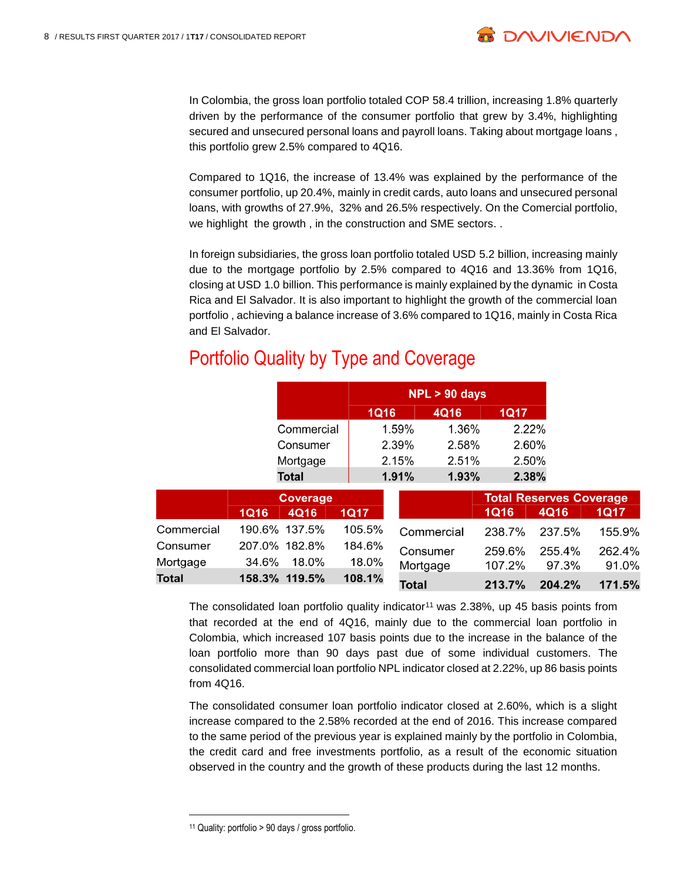In Colombia, the gross loan portfolio totaled COP 58.4 trillion, increasing 1.8% quarterly driven by the performance of the consumer portfolio that grew by 3.4%, highlighting secured and unsecured personal loans and payroll loans. Taking about mortgage loans , this portfolio grew 2.5% compared to 4Q16.

Compared to 1Q16, the increase of 13.4% was explained by the performance of the consumer portfolio, up 20.4%, mainly in credit cards, auto loans and unsecured personal loans, with growths of 27.9%, 32% and 26.5% respectively. On the Comercial portfolio, we highlight the growth , in the construction and SME sectors. .

In foreign subsidiaries, the gross loan portfolio totaled USD 5.2 billion, increasing mainly due to the mortgage portfolio by 2.5% compared to 4Q16 and 13.36% from 1Q16, closing at USD 1.0 billion. This performance is mainly explained by the dynamic in Costa Rica and El Salvador. It is also important to highlight the growth of the commercial loan portfolio , achieving a balance increase of 3.6% compared to 1Q16, mainly in Costa Rica and El Salvador.

## Portfolio Quality by Type and Coverage

| | NPL > 90 days | | |
|---|---|---|---|
| | 1Q16 | 4Q16 | 1Q17 |
| Commercial | 1.59% | 1.36% | 2.22% |
| Consumer | 2.39% | 2.58% | 2.60% |
| Mortgage | 2.15% | 2.51% | 2.50% |
| **Total** | **1.91%** | **1.93%** | **2.38%** |

| | Coverage | | |
|---|---|---|---|
| | 1Q16 | 4Q16 | 1Q17 |
| Commercial | 190.6% | 137.5% | 105.5% |
| Consumer | 207.0% | 182.8% | 184.6% |
| Mortgage | 34.6% | 18.0% | 18.0% |
| **Total** | **158.3%** | **119.5%** | **108.1%** |

| | Total Reserves Coverage | | |
|---|---|---|---|
| | 1Q16 | 4Q16 | 1Q17 |
| Commercial | 238.7% | 237.5% | 155.9% |
| Consumer | 259.6% | 255.4% | 262.4% |
| Mortgage | 107.2% | 97.3% | 91.0% |
| **Total** | **213.7%** | **204.2%** | **171.5%** |

The consolidated loan portfolio quality indicator[11] was 2.38%, up 45 basis points from that recorded at the end of 4Q16, mainly due to the commercial loan portfolio in Colombia, which increased 107 basis points due to the increase in the balance of the loan portfolio more than 90 days past due of some individual customers. The consolidated commercial loan portfolio NPL indicator closed at 2.22%, up 86 basis points from 4Q16.

The consolidated consumer loan portfolio indicator closed at 2.60%, which is a slight increase compared to the 2.58% recorded at the end of 2016. This increase compared to the same period of the previous year is explained mainly by the portfolio in Colombia, the credit card and free investments portfolio, as a result of the economic situation observed in the country and the growth of these products during the last 12 months.

[11] Quality: portfolio > 90 days / gross portfolio.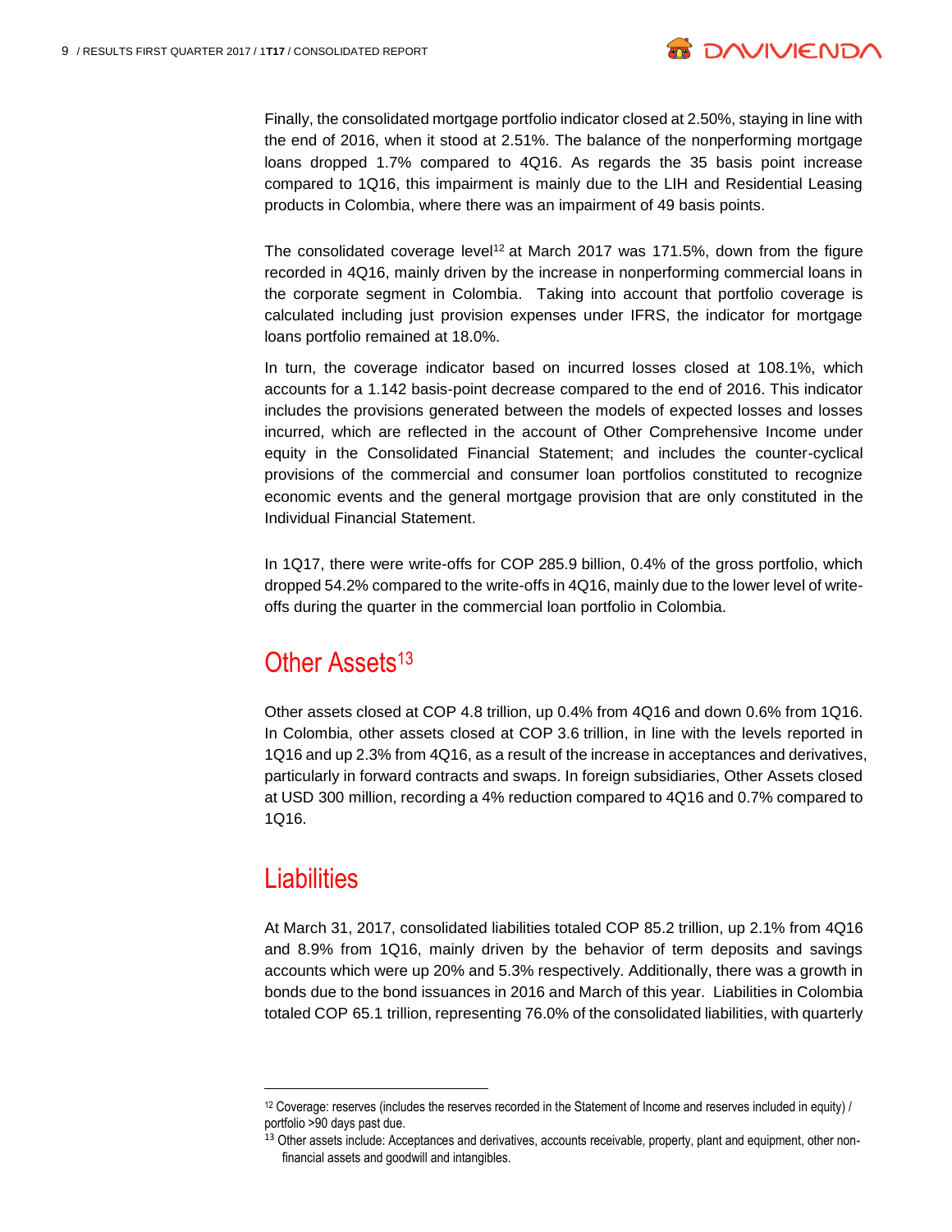Finally, the consolidated mortgage portfolio indicator closed at 2.50%, staying in line with the end of 2016, when it stood at 2.51%. The balance of the nonperforming mortgage loans dropped 1.7% compared to 4Q16. As regards the 35 basis point increase compared to 1Q16, this impairment is mainly due to the LIH and Residential Leasing products in Colombia, where there was an impairment of 49 basis points.

The consolidated coverage level[12] at March 2017 was 171.5%, down from the figure recorded in 4Q16, mainly driven by the increase in nonperforming commercial loans in the corporate segment in Colombia. Taking into account that portfolio coverage is calculated including just provision expenses under IFRS, the indicator for mortgage loans portfolio remained at 18.0%.

In turn, the coverage indicator based on incurred losses closed at 108.1%, which accounts for a 1.142 basis-point decrease compared to the end of 2016. This indicator includes the provisions generated between the models of expected losses and losses incurred, which are reflected in the account of Other Comprehensive Income under equity in the Consolidated Financial Statement; and includes the counter-cyclical provisions of the commercial and consumer loan portfolios constituted to recognize economic events and the general mortgage provision that are only constituted in the Individual Financial Statement.

In 1Q17, there were write-offs for COP 285.9 billion, 0.4% of the gross portfolio, which dropped 54.2% compared to the write-offs in 4Q16, mainly due to the lower level of write-offs during the quarter in the commercial loan portfolio in Colombia.

## Other Assets[13]

Other assets closed at COP 4.8 trillion, up 0.4% from 4Q16 and down 0.6% from 1Q16. In Colombia, other assets closed at COP 3.6 trillion, in line with the levels reported in 1Q16 and up 2.3% from 4Q16, as a result of the increase in acceptances and derivatives, particularly in forward contracts and swaps. In foreign subsidiaries, Other Assets closed at USD 300 million, recording a 4% reduction compared to 4Q16 and 0.7% compared to 1Q16.

## Liabilities

At March 31, 2017, consolidated liabilities totaled COP 85.2 trillion, up 2.1% from 4Q16 and 8.9% from 1Q16, mainly driven by the behavior of term deposits and savings accounts which were up 20% and 5.3% respectively. Additionally, there was a growth in bonds due to the bond issuances in 2016 and March of this year. Liabilities in Colombia totaled COP 65.1 trillion, representing 76.0% of the consolidated liabilities, with quarterly

---

[12] Coverage: reserves (includes the reserves recorded in the Statement of Income and reserves included in equity) / portfolio >90 days past due.

[13] Other assets include: Acceptances and derivatives, accounts receivable, property, plant and equipment, other non-financial assets and goodwill and intangibles.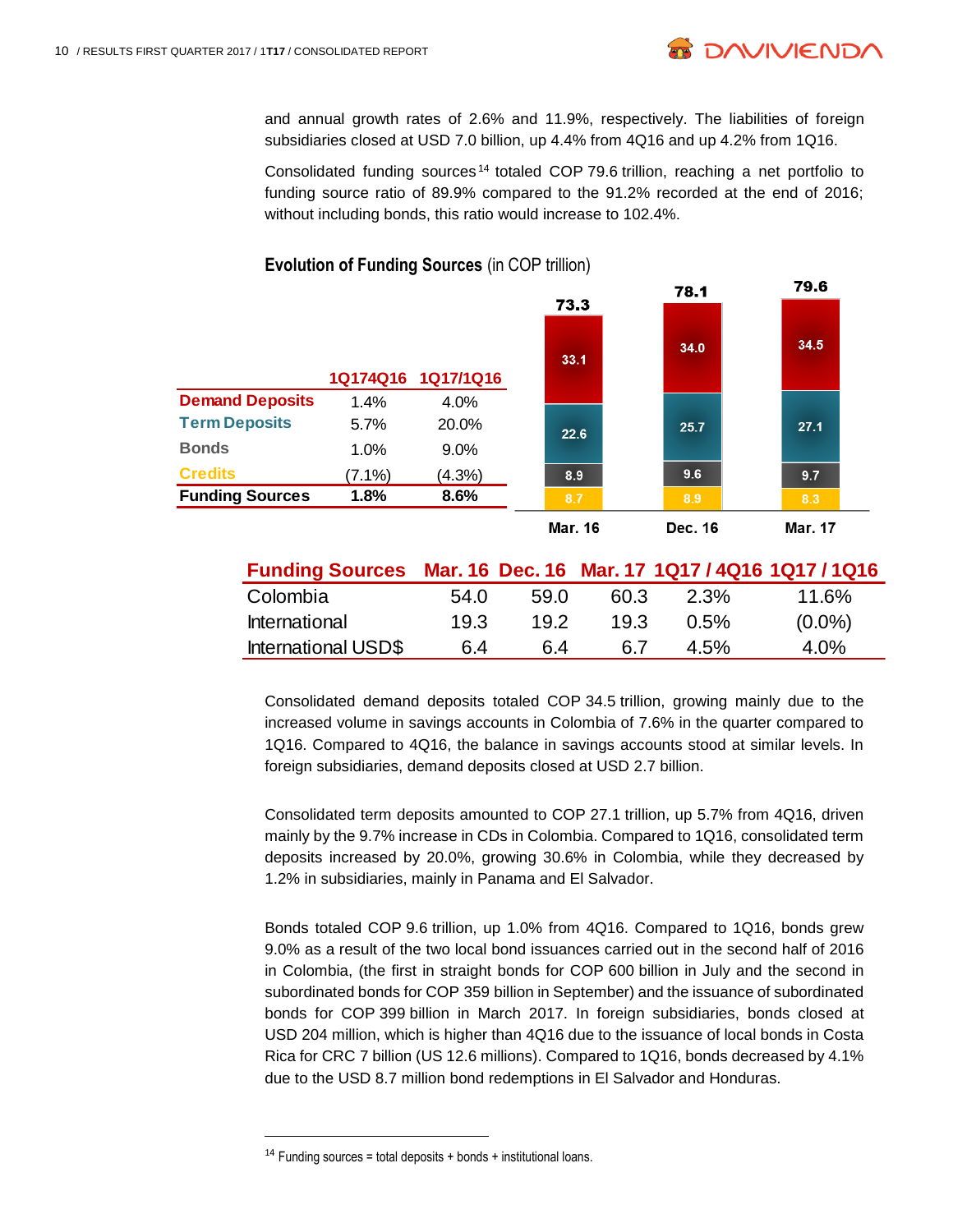and annual growth rates of 2.6% and 11.9%, respectively. The liabilities of foreign subsidiaries closed at USD 7.0 billion, up 4.4% from 4Q16 and up 4.2% from 1Q16.

Consolidated funding sources[14] totaled COP 79.6 trillion, reaching a net portfolio to funding source ratio of 89.9% compared to the 91.2% recorded at the end of 2016; without including bonds, this ratio would increase to 102.4%.

**Evolution of Funding Sources** (in COP trillion)

| | 1Q174Q16 | 1Q17/1Q16 |
|---|---|---|
| Demand Deposits | 1.4% | 4.0% |
| Term Deposits | 5.7% | 20.0% |
| Bonds | 1.0% | 9.0% |
| Credits | (7.1%) | (4.3%) |
| **Funding Sources** | **1.8%** | **8.6%** |

| | Mar. 16 | Dec. 16 | Mar. 17 |
|---|---|---|---|
| Demand Deposits | 33.1 | 34.0 | 34.5 |
| Term Deposits | 22.6 | 25.7 | 27.1 |
| Bonds | 8.9 | 9.6 | 9.7 |
| Credits | 8.7 | 8.9 | 8.3 |
| **Total** | **73.3** | **78.1** | **79.6** |

| Funding Sources | Mar. 16 | Dec. 16 | Mar. 17 | 1Q17 / 4Q16 | 1Q17 / 1Q16 |
|---|---|---|---|---|---|
| Colombia | 54.0 | 59.0 | 60.3 | 2.3% | 11.6% |
| International | 19.3 | 19.2 | 19.3 | 0.5% | (0.0%) |
| International USD$ | 6.4 | 6.4 | 6.7 | 4.5% | 4.0% |

Consolidated demand deposits totaled COP 34.5 trillion, growing mainly due to the increased volume in savings accounts in Colombia of 7.6% in the quarter compared to 1Q16. Compared to 4Q16, the balance in savings accounts stood at similar levels. In foreign subsidiaries, demand deposits closed at USD 2.7 billion.

Consolidated term deposits amounted to COP 27.1 trillion, up 5.7% from 4Q16, driven mainly by the 9.7% increase in CDs in Colombia. Compared to 1Q16, consolidated term deposits increased by 20.0%, growing 30.6% in Colombia, while they decreased by 1.2% in subsidiaries, mainly in Panama and El Salvador.

Bonds totaled COP 9.6 trillion, up 1.0% from 4Q16. Compared to 1Q16, bonds grew 9.0% as a result of the two local bond issuances carried out in the second half of 2016 in Colombia, (the first in straight bonds for COP 600 billion in July and the second in subordinated bonds for COP 359 billion in September) and the issuance of subordinated bonds for COP 399 billion in March 2017. In foreign subsidiaries, bonds closed at USD 204 million, which is higher than 4Q16 due to the issuance of local bonds in Costa Rica for CRC 7 billion (US 12.6 millions). Compared to 1Q16, bonds decreased by 4.1% due to the USD 8.7 million bond redemptions in El Salvador and Honduras.

[14] Funding sources = total deposits + bonds + institutional loans.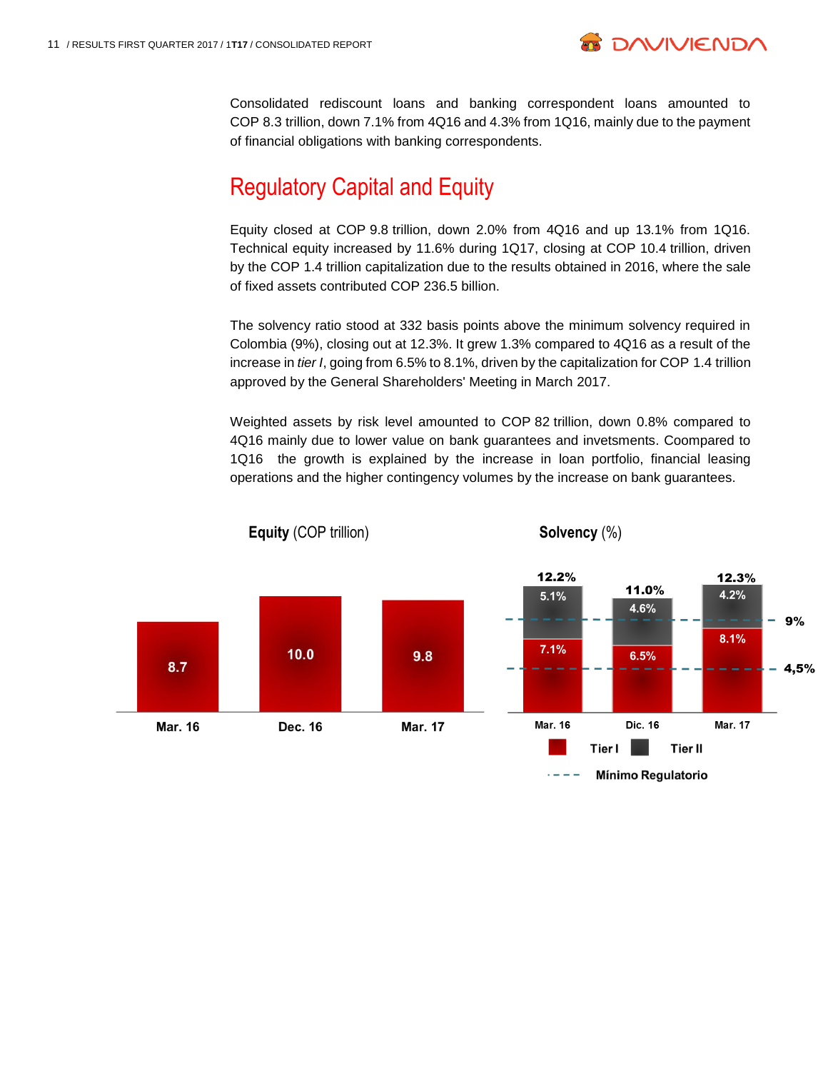Consolidated rediscount loans and banking correspondent loans amounted to COP 8.3 trillion, down 7.1% from 4Q16 and 4.3% from 1Q16, mainly due to the payment of financial obligations with banking correspondents.

## Regulatory Capital and Equity

Equity closed at COP 9.8 trillion, down 2.0% from 4Q16 and up 13.1% from 1Q16. Technical equity increased by 11.6% during 1Q17, closing at COP 10.4 trillion, driven by the COP 1.4 trillion capitalization due to the results obtained in 2016, where the sale of fixed assets contributed COP 236.5 billion.

The solvency ratio stood at 332 basis points above the minimum solvency required in Colombia (9%), closing out at 12.3%. It grew 1.3% compared to 4Q16 as a result of the increase in *tier I*, going from 6.5% to 8.1%, driven by the capitalization for COP 1.4 trillion approved by the General Shareholders' Meeting in March 2017.

Weighted assets by risk level amounted to COP 82 trillion, down 0.8% compared to 4Q16 mainly due to lower value on bank guarantees and invetsments. Coompared to 1Q16 the growth is explained by the increase in loan portfolio, financial leasing operations and the higher contingency volumes by the increase on bank guarantees.

**Equity** (COP trillion)

| Mar. 16 | Dec. 16 | Mar. 17 |
|---|---|---|
| 8.7 | 10.0 | 9.8 |

**Solvency** (%)

| | Mar. 16 | Dic. 16 | Mar. 17 |
|---|---|---|---|
| Tier I | 7.1% | 6.5% | 8.1% |
| Tier II | 5.1% | 4.6% | 4.2% |
| Total | 12.2% | 11.0% | 12.3% |

Mínimo Regulatorio: 9% / 4,5%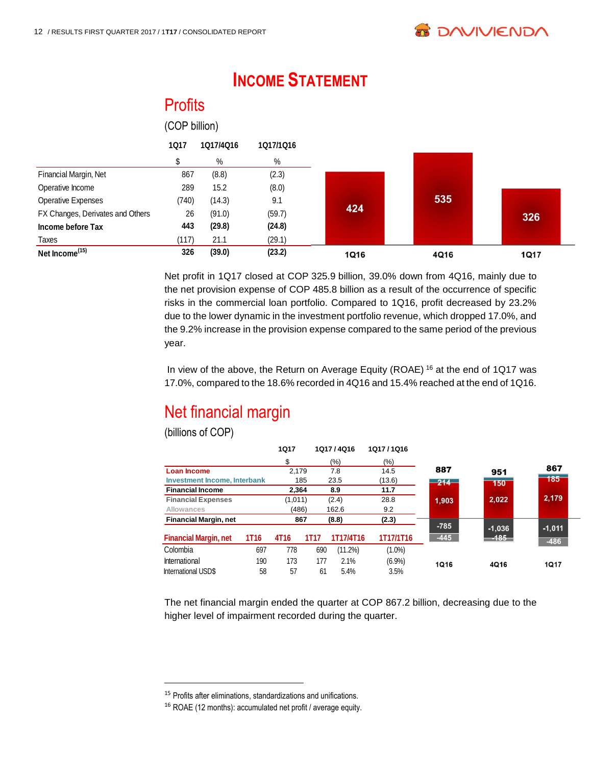# INCOME STATEMENT

## Profits

(COP billion)

| | 1Q17 | 1Q17/4Q16 | 1Q17/1Q16 |
|---|---|---|---|
| | $ | % | % |
| Financial Margin, Net | 867 | (8.8) | (2.3) |
| Operative Income | 289 | 15.2 | (8.0) |
| Operative Expenses | (740) | (14.3) | 9.1 |
| FX Changes, Derivates and Others | 26 | (91.0) | (59.7) |
| **Income before Tax** | **443** | **(29.8)** | **(24.8)** |
| Taxes | (117) | 21.1 | (29.1) |
| **Net Income[15]** | **326** | **(39.0)** | **(23.2)** |

| 1Q16 | 4Q16 | 1Q17 |
|---|---|---|
| 424 | 535 | 326 |

Net profit in 1Q17 closed at COP 325.9 billion, 39.0% down from 4Q16, mainly due to the net provision expense of COP 485.8 billion as a result of the occurrence of specific risks in the commercial loan portfolio. Compared to 1Q16, profit decreased by 23.2% due to the lower dynamic in the investment portfolio revenue, which dropped 17.0%, and the 9.2% increase in the provision expense compared to the same period of the previous year.

In view of the above, the Return on Average Equity (ROAE) [16] at the end of 1Q17 was 17.0%, compared to the 18.6% recorded in 4Q16 and 15.4% reached at the end of 1Q16.

## Net financial margin

(billions of COP)

| | 1Q17 | 1Q17 / 4Q16 | 1Q17 / 1Q16 |
|---|---|---|---|
| | $ | (%) | (%) |
| Loan Income | 2,179 | 7.8 | 14.5 |
| Investment Income, Interbank | 185 | 23.5 | (13.6) |
| **Financial Income** | **2,364** | **8.9** | **11.7** |
| Financial Expenses | (1,011) | (2.4) | 28.8 |
| Allowances | (486) | 162.6 | 9.2 |
| **Financial Margin, net** | **867** | **(8.8)** | **(2.3)** |

| Financial Margin, net | 1T16 | 4T16 | 1T17 | 1T17/4T16 | 1T17/1T16 |
|---|---|---|---|---|---|
| Colombia | 697 | 778 | 690 | (11.2%) | (1.0%) |
| International | 190 | 173 | 177 | 2.1% | (6.9%) |
| International USD$ | 58 | 57 | 61 | 5.4% | 3.5% |

| | 1Q16 | 4Q16 | 1Q17 |
|---|---|---|---|
| Financial Margin, net | 887 | 951 | 867 |
| Investment Income, Interbank | 214 | 150 | 185 |
| Loan Income | 1,903 | 2,022 | 2,179 |
| Financial Expenses | -785 | -1,036 | -1,011 |
| Allowances | -445 | -185 | -486 |

The net financial margin ended the quarter at COP 867.2 billion, decreasing due to the higher level of impairment recorded during the quarter.

---

[15] Profits after eliminations, standardizations and unifications.

[16] ROAE (12 months): accumulated net profit / average equity.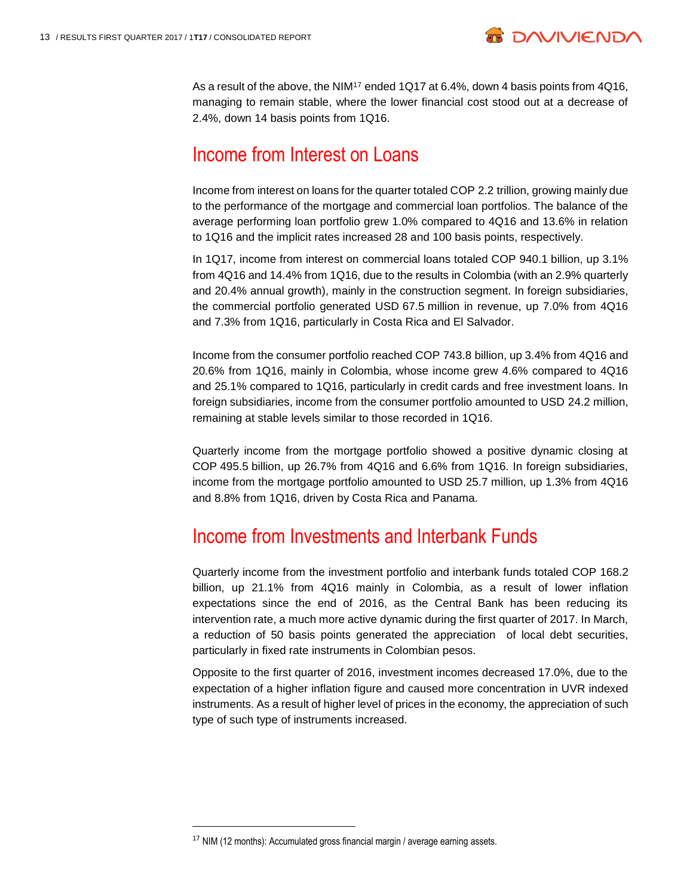As a result of the above, the NIM[17] ended 1Q17 at 6.4%, down 4 basis points from 4Q16, managing to remain stable, where the lower financial cost stood out at a decrease of 2.4%, down 14 basis points from 1Q16.

## Income from Interest on Loans

Income from interest on loans for the quarter totaled COP 2.2 trillion, growing mainly due to the performance of the mortgage and commercial loan portfolios. The balance of the average performing loan portfolio grew 1.0% compared to 4Q16 and 13.6% in relation to 1Q16 and the implicit rates increased 28 and 100 basis points, respectively.

In 1Q17, income from interest on commercial loans totaled COP 940.1 billion, up 3.1% from 4Q16 and 14.4% from 1Q16, due to the results in Colombia (with an 2.9% quarterly and 20.4% annual growth), mainly in the construction segment. In foreign subsidiaries, the commercial portfolio generated USD 67.5 million in revenue, up 7.0% from 4Q16 and 7.3% from 1Q16, particularly in Costa Rica and El Salvador.

Income from the consumer portfolio reached COP 743.8 billion, up 3.4% from 4Q16 and 20.6% from 1Q16, mainly in Colombia, whose income grew 4.6% compared to 4Q16 and 25.1% compared to 1Q16, particularly in credit cards and free investment loans. In foreign subsidiaries, income from the consumer portfolio amounted to USD 24.2 million, remaining at stable levels similar to those recorded in 1Q16.

Quarterly income from the mortgage portfolio showed a positive dynamic closing at COP 495.5 billion, up 26.7% from 4Q16 and 6.6% from 1Q16. In foreign subsidiaries, income from the mortgage portfolio amounted to USD 25.7 million, up 1.3% from 4Q16 and 8.8% from 1Q16, driven by Costa Rica and Panama.

## Income from Investments and Interbank Funds

Quarterly income from the investment portfolio and interbank funds totaled COP 168.2 billion, up 21.1% from 4Q16 mainly in Colombia, as a result of lower inflation expectations since the end of 2016, as the Central Bank has been reducing its intervention rate, a much more active dynamic during the first quarter of 2017. In March, a reduction of 50 basis points generated the appreciation of local debt securities, particularly in fixed rate instruments in Colombian pesos.

Opposite to the first quarter of 2016, investment incomes decreased 17.0%, due to the expectation of a higher inflation figure and caused more concentration in UVR indexed instruments. As a result of higher level of prices in the economy, the appreciation of such type of such type of instruments increased.

---

[17] NIM (12 months): Accumulated gross financial margin / average earning assets.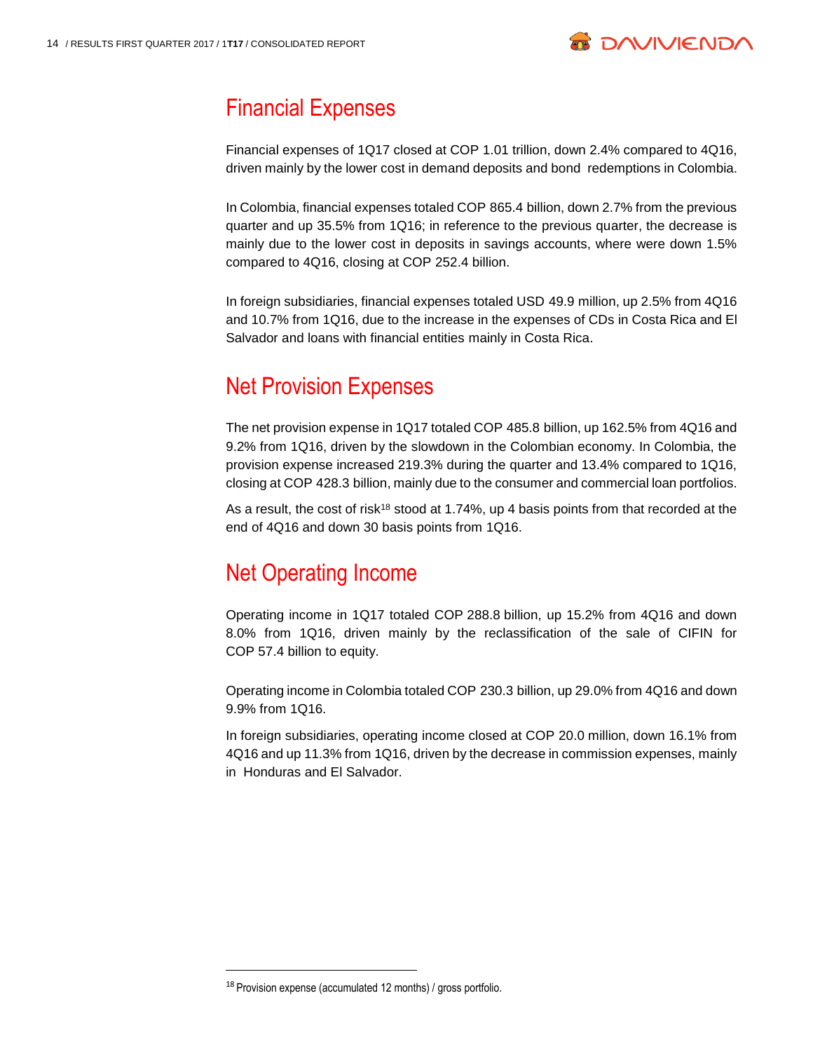## Financial Expenses

Financial expenses of 1Q17 closed at COP 1.01 trillion, down 2.4% compared to 4Q16, driven mainly by the lower cost in demand deposits and bond redemptions in Colombia.

In Colombia, financial expenses totaled COP 865.4 billion, down 2.7% from the previous quarter and up 35.5% from 1Q16; in reference to the previous quarter, the decrease is mainly due to the lower cost in deposits in savings accounts, where were down 1.5% compared to 4Q16, closing at COP 252.4 billion.

In foreign subsidiaries, financial expenses totaled USD 49.9 million, up 2.5% from 4Q16 and 10.7% from 1Q16, due to the increase in the expenses of CDs in Costa Rica and El Salvador and loans with financial entities mainly in Costa Rica.

## Net Provision Expenses

The net provision expense in 1Q17 totaled COP 485.8 billion, up 162.5% from 4Q16 and 9.2% from 1Q16, driven by the slowdown in the Colombian economy. In Colombia, the provision expense increased 219.3% during the quarter and 13.4% compared to 1Q16, closing at COP 428.3 billion, mainly due to the consumer and commercial loan portfolios.

As a result, the cost of risk[18] stood at 1.74%, up 4 basis points from that recorded at the end of 4Q16 and down 30 basis points from 1Q16.

## Net Operating Income

Operating income in 1Q17 totaled COP 288.8 billion, up 15.2% from 4Q16 and down 8.0% from 1Q16, driven mainly by the reclassification of the sale of CIFIN for COP 57.4 billion to equity.

Operating income in Colombia totaled COP 230.3 billion, up 29.0% from 4Q16 and down 9.9% from 1Q16.

In foreign subsidiaries, operating income closed at COP 20.0 million, down 16.1% from 4Q16 and up 11.3% from 1Q16, driven by the decrease in commission expenses, mainly in Honduras and El Salvador.

---

[18] Provision expense (accumulated 12 months) / gross portfolio.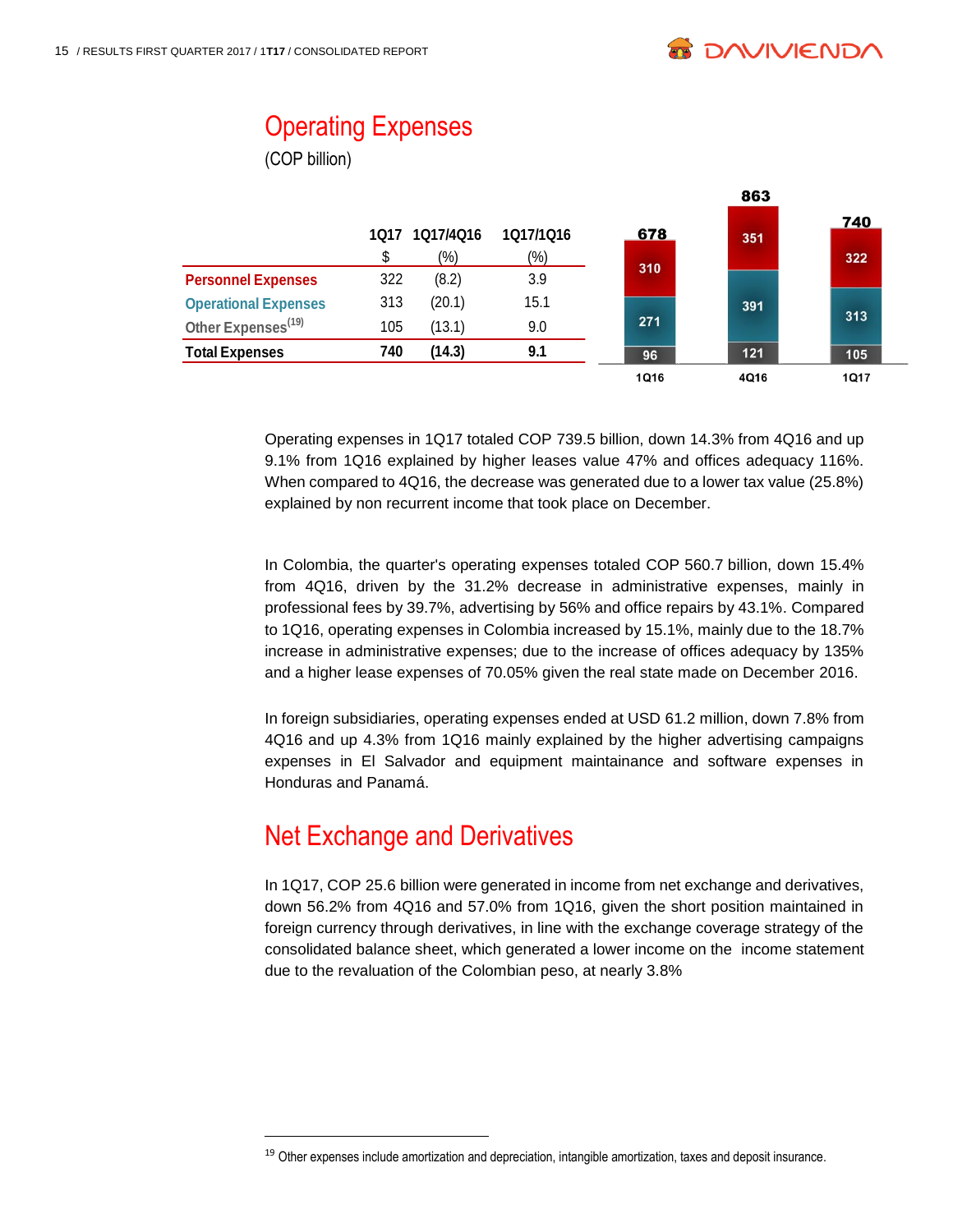## Operating Expenses

(COP billion)

| | 1Q17 $ | 1Q17/4Q16 (%) | 1Q17/1Q16 (%) |
|---|---|---|---|
| Personnel Expenses | 322 | (8.2) | 3.9 |
| Operational Expenses | 313 | (20.1) | 15.1 |
| Other Expenses[19] | 105 | (13.1) | 9.0 |
| **Total Expenses** | **740** | **(14.3)** | **9.1** |

| | 1Q16 | 4Q16 | 1Q17 |
|---|---|---|---|
| Personnel Expenses | 310 | 351 | 322 |
| Operational Expenses | 271 | 391 | 313 |
| Other Expenses | 96 | 121 | 105 |
| Total | 678 | 863 | 740 |

Operating expenses in 1Q17 totaled COP 739.5 billion, down 14.3% from 4Q16 and up 9.1% from 1Q16 explained by higher leases value 47% and offices adequacy 116%. When compared to 4Q16, the decrease was generated due to a lower tax value (25.8%) explained by non recurrent income that took place on December.

In Colombia, the quarter's operating expenses totaled COP 560.7 billion, down 15.4% from 4Q16, driven by the 31.2% decrease in administrative expenses, mainly in professional fees by 39.7%, advertising by 56% and office repairs by 43.1%. Compared to 1Q16, operating expenses in Colombia increased by 15.1%, mainly due to the 18.7% increase in administrative expenses; due to the increase of offices adequacy by 135% and a higher lease expenses of 70.05% given the real state made on December 2016.

In foreign subsidiaries, operating expenses ended at USD 61.2 million, down 7.8% from 4Q16 and up 4.3% from 1Q16 mainly explained by the higher advertising campaigns expenses in El Salvador and equipment maintainance and software expenses in Honduras and Panamá.

## Net Exchange and Derivatives

In 1Q17, COP 25.6 billion were generated in income from net exchange and derivatives, down 56.2% from 4Q16 and 57.0% from 1Q16, given the short position maintained in foreign currency through derivatives, in line with the exchange coverage strategy of the consolidated balance sheet, which generated a lower income on the income statement due to the revaluation of the Colombian peso, at nearly 3.8%

[19] Other expenses include amortization and depreciation, intangible amortization, taxes and deposit insurance.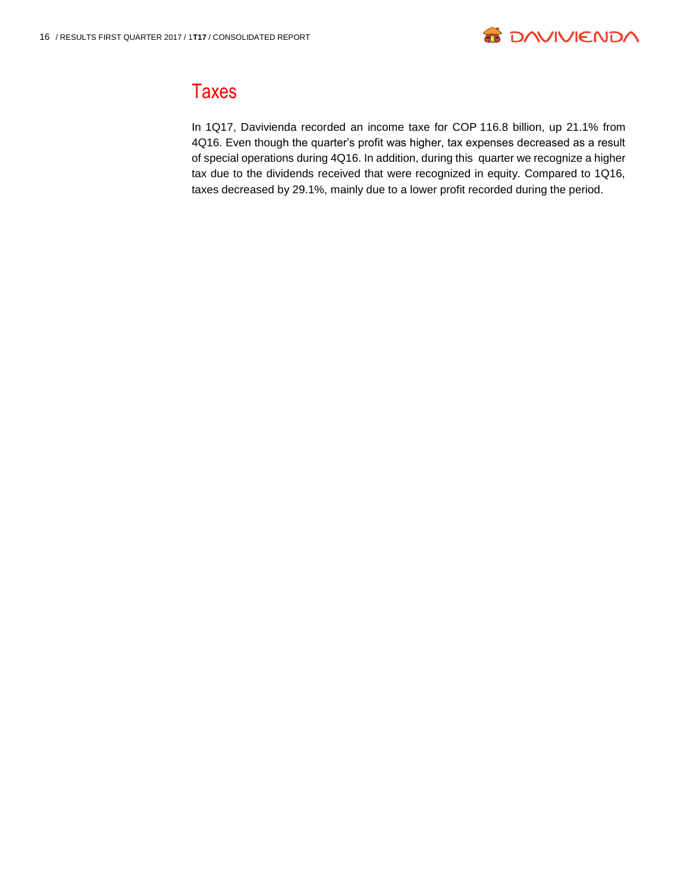## Taxes

In 1Q17, Davivienda recorded an income taxe for COP 116.8 billion, up 21.1% from 4Q16. Even though the quarter's profit was higher, tax expenses decreased as a result of special operations during 4Q16. In addition, during this quarter we recognize a higher tax due to the dividends received that were recognized in equity. Compared to 1Q16, taxes decreased by 29.1%, mainly due to a lower profit recorded during the period.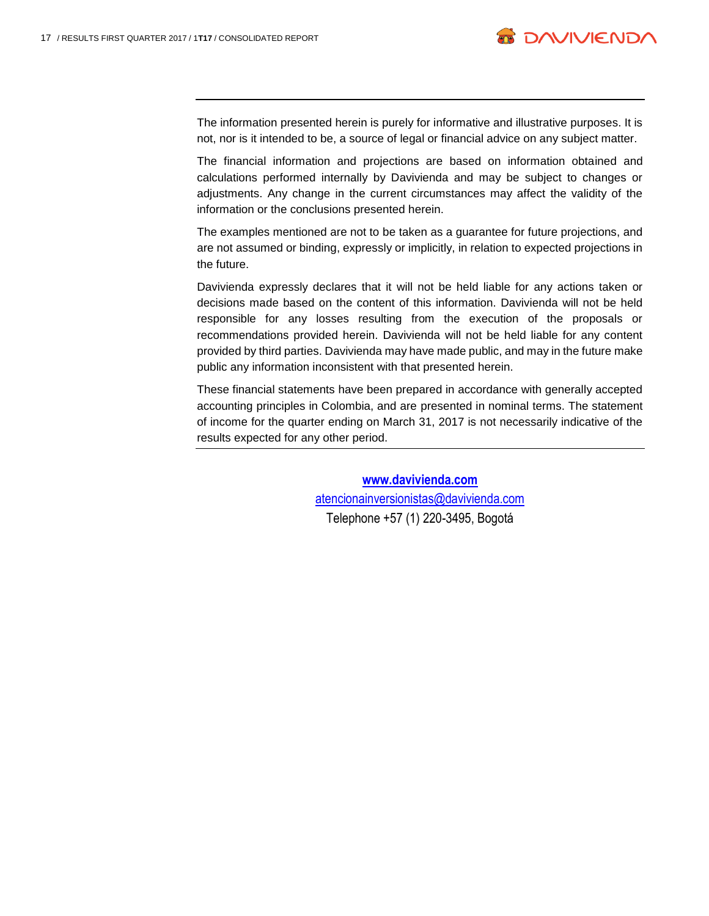The information presented herein is purely for informative and illustrative purposes. It is not, nor is it intended to be, a source of legal or financial advice on any subject matter.

The financial information and projections are based on information obtained and calculations performed internally by Davivienda and may be subject to changes or adjustments. Any change in the current circumstances may affect the validity of the information or the conclusions presented herein.

The examples mentioned are not to be taken as a guarantee for future projections, and are not assumed or binding, expressly or implicitly, in relation to expected projections in the future.

Davivienda expressly declares that it will not be held liable for any actions taken or decisions made based on the content of this information. Davivienda will not be held responsible for any losses resulting from the execution of the proposals or recommendations provided herein. Davivienda will not be held liable for any content provided by third parties. Davivienda may have made public, and may in the future make public any information inconsistent with that presented herein.

These financial statements have been prepared in accordance with generally accepted accounting principles in Colombia, and are presented in nominal terms. The statement of income for the quarter ending on March 31, 2017 is not necessarily indicative of the results expected for any other period.

**www.davivienda.com**

atencionainversionistas@davivienda.com

Telephone +57 (1) 220-3495, Bogotá